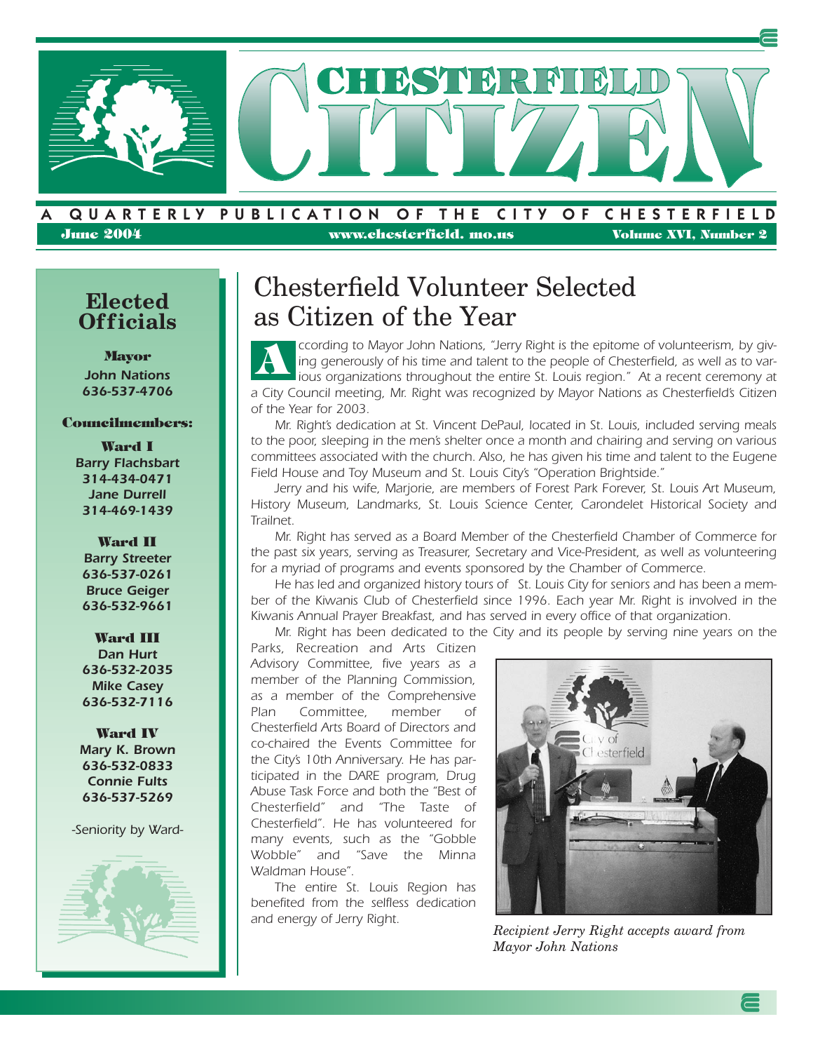# CHESTERFIELD CITIZEN

A QUARTERLY PUBLICATION OF THE CITY OF CHESTERFIELD

June 2004 | www.chesterfield.mo.us | Volume XVI, Number 2

## Elected Officials

**Mayor**
John Nations
636-537-4706

**Councilmembers:**

**Ward I**
Barry Flachsbart
314-434-0471
Jane Durrell
314-469-1439

**Ward II**
Barry Streeter
636-537-0261
Bruce Geiger
636-532-9661

**Ward III**
Dan Hurt
636-532-2035
Mike Casey
636-532-7116

**Ward IV**
Mary K. Brown
636-532-0833
Connie Fults
636-537-5269

-Seniority by Ward-

## Chesterfield Volunteer Selected as Citizen of the Year

*According to Mayor John Nations, "Jerry Right is the epitome of volunteerism, by giving generously of his time and talent to the people of Chesterfield, as well as to various organizations throughout the entire St. Louis region." At a recent ceremony at a City Council meeting, Mr. Right was recognized by Mayor Nations as Chesterfield's Citizen of the Year for 2003.*

*Mr. Right's dedication at St. Vincent DePaul, located in St. Louis, included serving meals to the poor, sleeping in the men's shelter once a month and chairing and serving on various committees associated with the church. Also, he has given his time and talent to the Eugene Field House and Toy Museum and St. Louis City's "Operation Brightside."*

*Jerry and his wife, Marjorie, are members of Forest Park Forever, St. Louis Art Museum, History Museum, Landmarks, St. Louis Science Center, Carondelet Historical Society and Trailnet.*

*Mr. Right has served as a Board Member of the Chesterfield Chamber of Commerce for the past six years, serving as Treasurer, Secretary and Vice-President, as well as volunteering for a myriad of programs and events sponsored by the Chamber of Commerce.*

*He has led and organized history tours of St. Louis City for seniors and has been a member of the Kiwanis Club of Chesterfield since 1996. Each year Mr. Right is involved in the Kiwanis Annual Prayer Breakfast, and has served in every office of that organization.*

*Mr. Right has been dedicated to the City and its people by serving nine years on the Parks, Recreation and Arts Citizen Advisory Committee, five years as a member of the Planning Commission, as a member of the Comprehensive Plan Committee, member of Chesterfield Arts Board of Directors and co-chaired the Events Committee for the City's 10th Anniversary. He has participated in the DARE program, Drug Abuse Task Force and both the "Best of Chesterfield" and "The Taste of Chesterfield". He has volunteered for many events, such as the "Gobble Wobble" and "Save the Minna Waldman House".*

*The entire St. Louis Region has benefited from the selfless dedication and energy of Jerry Right.*

*Recipient Jerry Right accepts award from Mayor John Nations*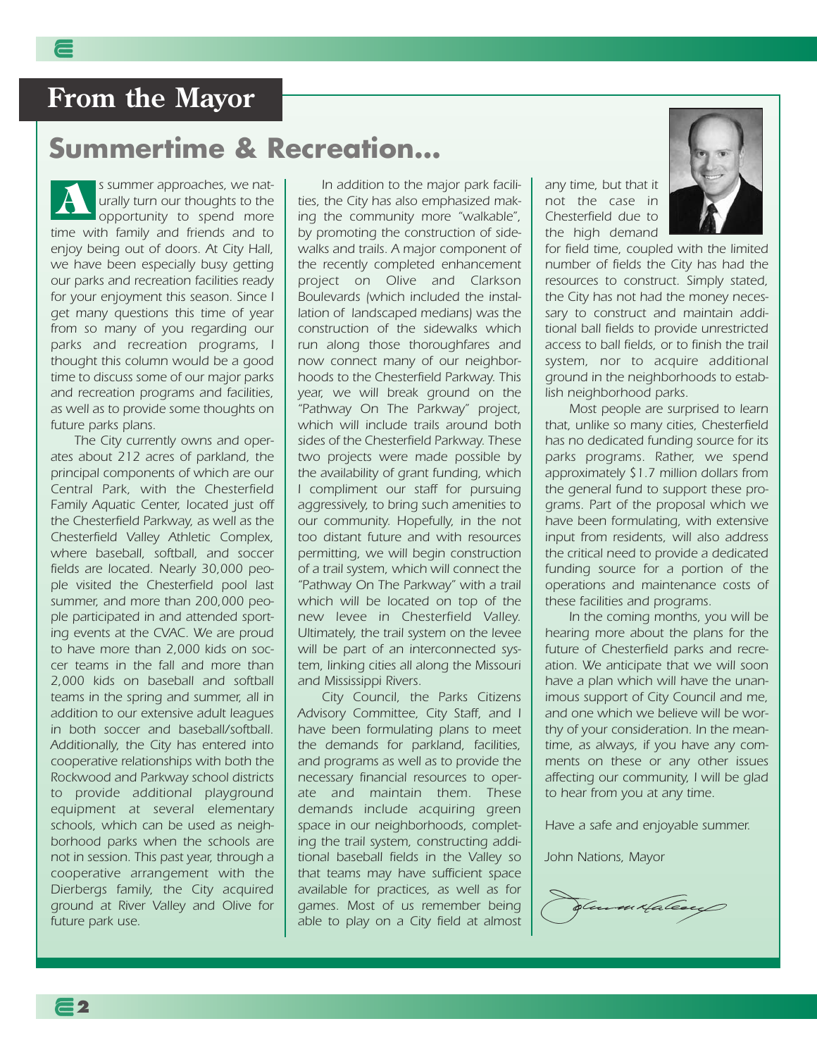# From the Mayor

## Summertime & Recreation...

As summer approaches, we naturally turn our thoughts to the opportunity to spend more time with family and friends and to enjoy being out of doors. At City Hall, we have been especially busy getting our parks and recreation facilities ready for your enjoyment this season. Since I get many questions this time of year from so many of you regarding our parks and recreation programs, I thought this column would be a good time to discuss some of our major parks and recreation programs and facilities, as well as to provide some thoughts on future parks plans.

The City currently owns and operates about 212 acres of parkland, the principal components of which are our Central Park, with the Chesterfield Family Aquatic Center, located just off the Chesterfield Parkway, as well as the Chesterfield Valley Athletic Complex, where baseball, softball, and soccer fields are located. Nearly 30,000 people visited the Chesterfield pool last summer, and more than 200,000 people participated in and attended sporting events at the CVAC. We are proud to have more than 2,000 kids on soccer teams in the fall and more than 2,000 kids on baseball and softball teams in the spring and summer, all in addition to our extensive adult leagues in both soccer and baseball/softball. Additionally, the City has entered into cooperative relationships with both the Rockwood and Parkway school districts to provide additional playground equipment at several elementary schools, which can be used as neighborhood parks when the schools are not in session. This past year, through a cooperative arrangement with the Dierbergs family, the City acquired ground at River Valley and Olive for future park use.

In addition to the major park facilities, the City has also emphasized making the community more "walkable", by promoting the construction of sidewalks and trails. A major component of the recently completed enhancement project on Olive and Clarkson Boulevards (which included the installation of landscaped medians) was the construction of the sidewalks which run along those thoroughfares and now connect many of our neighborhoods to the Chesterfield Parkway. This year, we will break ground on the "Pathway On The Parkway" project, which will include trails around both sides of the Chesterfield Parkway. These two projects were made possible by the availability of grant funding, which I compliment our staff for pursuing aggressively, to bring such amenities to our community. Hopefully, in the not too distant future and with resources permitting, we will begin construction of a trail system, which will connect the "Pathway On The Parkway" with a trail which will be located on top of the new levee in Chesterfield Valley. Ultimately, the trail system on the levee will be part of an interconnected system, linking cities all along the Missouri and Mississippi Rivers.

City Council, the Parks Citizens Advisory Committee, City Staff, and I have been formulating plans to meet the demands for parkland, facilities, and programs as well as to provide the necessary financial resources to operate and maintain them. These demands include acquiring green space in our neighborhoods, completing the trail system, constructing additional baseball fields in the Valley so that teams may have sufficient space available for practices, as well as for games. Most of us remember being able to play on a City field at almost any time, but that it not the case in Chesterfield due to the high demand for field time, coupled with the limited number of fields the City has had the resources to construct. Simply stated, the City has not had the money necessary to construct and maintain additional ball fields to provide unrestricted access to ball fields, or to finish the trail system, nor to acquire additional ground in the neighborhoods to establish neighborhood parks.

Most people are surprised to learn that, unlike so many cities, Chesterfield has no dedicated funding source for its parks programs. Rather, we spend approximately $1.7 million dollars from the general fund to support these programs. Part of the proposal which we have been formulating, with extensive input from residents, will also address the critical need to provide a dedicated funding source for a portion of the operations and maintenance costs of these facilities and programs.

In the coming months, you will be hearing more about the plans for the future of Chesterfield parks and recreation. We anticipate that we will soon have a plan which will have the unanimous support of City Council and me, and one which we believe will be worthy of your consideration. In the meantime, as always, if you have any comments on these or any other issues affecting our community, I will be glad to hear from you at any time.

Have a safe and enjoyable summer.

John Nations, Mayor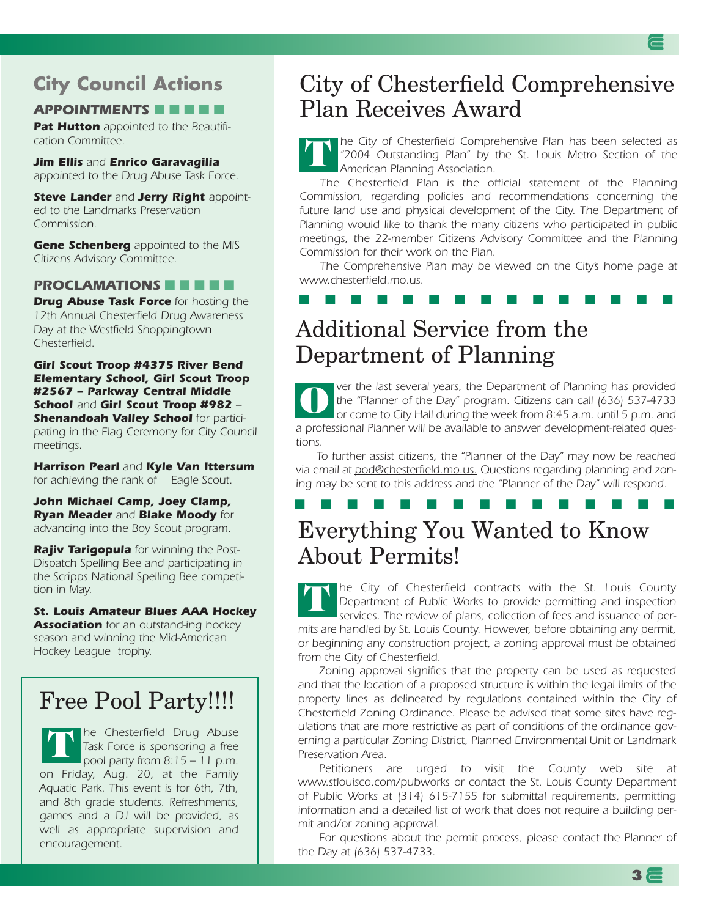## City Council Actions

### APPOINTMENTS

***Pat Hutton*** *appointed to the Beautification Committee.*

***Jim Ellis*** *and* ***Enrico Garavagilia*** *appointed to the Drug Abuse Task Force.*

***Steve Lander*** *and* ***Jerry Right*** *appointed to the Landmarks Preservation Commission.*

***Gene Schenberg*** *appointed to the MIS Citizens Advisory Committee.*

### PROCLAMATIONS

***Drug Abuse Task Force*** *for hosting the 12th Annual Chesterfield Drug Awareness Day at the Westfield Shoppingtown Chesterfield.*

***Girl Scout Troop #4375 River Bend Elementary School, Girl Scout Troop #2567 – Parkway Central Middle School*** *and* ***Girl Scout Troop #982*** *–* ***Shenandoah Valley School*** *for participating in the Flag Ceremony for City Council meetings.*

***Harrison Pearl*** *and* ***Kyle Van Ittersum*** *for achieving the rank of Eagle Scout.*

***John Michael Camp, Joey Clamp, Ryan Meader*** *and* ***Blake Moody*** *for advancing into the Boy Scout program.*

***Rajiv Tarigopula*** *for winning the Post-Dispatch Spelling Bee and participating in the Scripps National Spelling Bee competition in May.*

***St. Louis Amateur Blues AAA Hockey Association*** *for an outstand-ing hockey season and winning the Mid-American Hockey League trophy.*

## Free Pool Party!!!!

*The Chesterfield Drug Abuse Task Force is sponsoring a free pool party from 8:15 – 11 p.m. on Friday, Aug. 20, at the Family Aquatic Park. This event is for 6th, 7th, and 8th grade students. Refreshments, games and a DJ will be provided, as well as appropriate supervision and encouragement.*

# City of Chesterfield Comprehensive Plan Receives Award

*The City of Chesterfield Comprehensive Plan has been selected as "2004 Outstanding Plan" by the St. Louis Metro Section of the American Planning Association.*

*The Chesterfield Plan is the official statement of the Planning Commission, regarding policies and recommendations concerning the future land use and physical development of the City. The Department of Planning would like to thank the many citizens who participated in public meetings, the 22-member Citizens Advisory Committee and the Planning Commission for their work on the Plan.*

*The Comprehensive Plan may be viewed on the City's home page at www.chesterfield.mo.us.*

# Additional Service from the Department of Planning

*Over the last several years, the Department of Planning has provided the "Planner of the Day" program. Citizens can call (636) 537-4733 or come to City Hall during the week from 8:45 a.m. until 5 p.m. and a professional Planner will be available to answer development-related questions.*

*To further assist citizens, the "Planner of the Day" may now be reached via email at pod@chesterfield.mo.us. Questions regarding planning and zoning may be sent to this address and the "Planner of the Day" will respond.*

# Everything You Wanted to Know About Permits!

*The City of Chesterfield contracts with the St. Louis County Department of Public Works to provide permitting and inspection services. The review of plans, collection of fees and issuance of permits are handled by St. Louis County. However, before obtaining any permit, or beginning any construction project, a zoning approval must be obtained from the City of Chesterfield.*

*Zoning approval signifies that the property can be used as requested and that the location of a proposed structure is within the legal limits of the property lines as delineated by regulations contained within the City of Chesterfield Zoning Ordinance. Please be advised that some sites have regulations that are more restrictive as part of conditions of the ordinance governing a particular Zoning District, Planned Environmental Unit or Landmark Preservation Area.*

*Petitioners are urged to visit the County web site at www.stlouisco.com/pubworks or contact the St. Louis County Department of Public Works at (314) 615-7155 for submittal requirements, permitting information and a detailed list of work that does not require a building permit and/or zoning approval.*

*For questions about the permit process, please contact the Planner of the Day at (636) 537-4733.*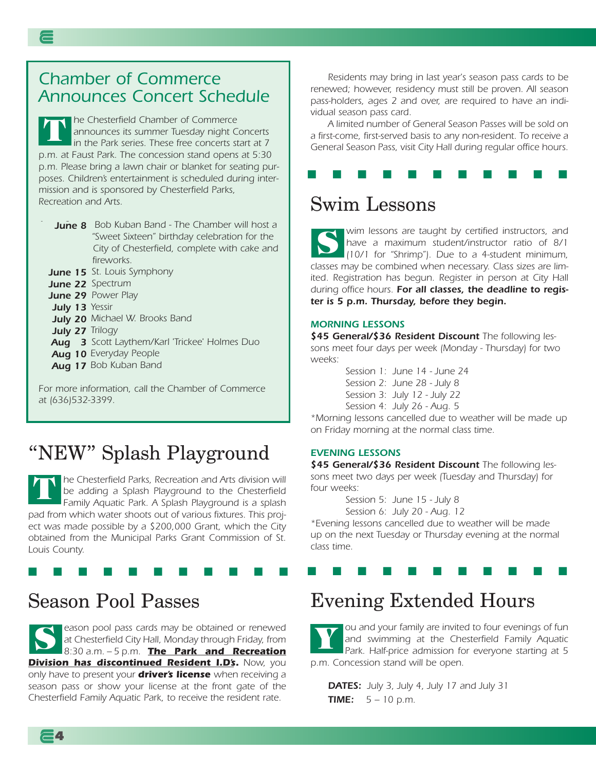## Chamber of Commerce Announces Concert Schedule

The Chesterfield Chamber of Commerce announces its summer Tuesday night Concerts in the Park series. These free concerts start at 7 p.m. at Faust Park. The concession stand opens at 5:30 p.m. Please bring a lawn chair or blanket for seating purposes. Children's entertainment is scheduled during intermission and is sponsored by Chesterfield Parks, Recreation and Arts.

**June 8** Bob Kuban Band - The Chamber will host a "Sweet Sixteen" birthday celebration for the City of Chesterfield, complete with cake and fireworks.
**June 15** St. Louis Symphony
**June 22** Spectrum
**June 29** Power Play
**July 13** Yessir
**July 20** Michael W. Brooks Band
**July 27** Trilogy
**Aug 3** Scott Laythem/Karl 'Trickee' Holmes Duo
**Aug 10** Everyday People
**Aug 17** Bob Kuban Band

For more information, call the Chamber of Commerce at (636)532-3399.

# "NEW" Splash Playground

The Chesterfield Parks, Recreation and Arts division will be adding a Splash Playground to the Chesterfield Family Aquatic Park. A Splash Playground is a splash pad from which water shoots out of various fixtures. This project was made possible by a $200,000 Grant, which the City obtained from the Municipal Parks Grant Commission of St. Louis County.

# Season Pool Passes

Season pool pass cards may be obtained or renewed at Chesterfield City Hall, Monday through Friday, from 8:30 a.m. – 5 p.m. ***The Park and Recreation Division has discontinued Resident I.D's.*** Now, you only have to present your ***driver's license*** when receiving a season pass or show your license at the front gate of the Chesterfield Family Aquatic Park, to receive the resident rate.

Residents may bring in last year's season pass cards to be renewed; however, residency must still be proven. All season pass-holders, ages 2 and over, are required to have an individual season pass card.

A limited number of General Season Passes will be sold on a first-come, first-served basis to any non-resident. To receive a General Season Pass, visit City Hall during regular office hours.

# Swim Lessons

Swim lessons are taught by certified instructors, and have a maximum student/instructor ratio of 8/1 (10/1 for "Shrimp"). Due to a 4-student minimum, classes may be combined when necessary. Class sizes are limited. Registration has begun. Register in person at City Hall during office hours. ***For all classes, the deadline to register is 5 p.m. Thursday, before they begin.***

### MORNING LESSONS

***$45 General/$36 Resident Discount*** The following lessons meet four days per week (Monday - Thursday) for two weeks:

Session 1: June 14 - June 24
Session 2: June 28 - July 8
Session 3: July 12 - July 22
Session 4: July 26 - Aug. 5

*Morning lessons cancelled due to weather will be made up on Friday morning at the normal class time.

### EVENING LESSONS

***$45 General/$36 Resident Discount*** The following lessons meet two days per week (Tuesday and Thursday) for four weeks:

Session 5: June 15 - July 8
Session 6: July 20 - Aug. 12

*Evening lessons cancelled due to weather will be made up on the next Tuesday or Thursday evening at the normal class time.

# Evening Extended Hours

You and your family are invited to four evenings of fun and swimming at the Chesterfield Family Aquatic Park. Half-price admission for everyone starting at 5 p.m. Concession stand will be open.

***DATES:*** July 3, July 4, July 17 and July 31
***TIME:*** 5 – 10 p.m.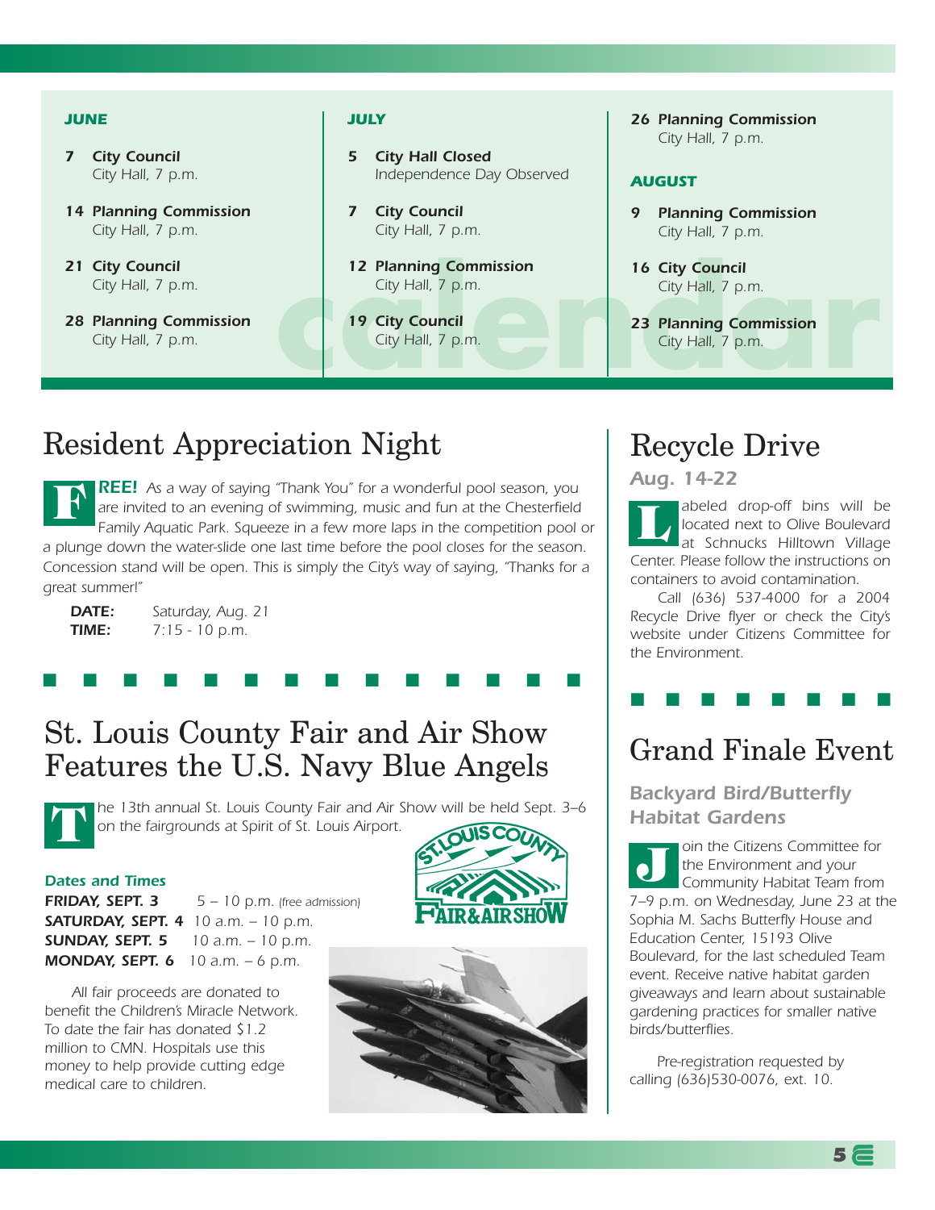## calendar

### JUNE

**7 City Council**
City Hall, 7 p.m.

**14 Planning Commission**
City Hall, 7 p.m.

**21 City Council**
City Hall, 7 p.m.

**28 Planning Commission**
City Hall, 7 p.m.

### JULY

**5 City Hall Closed**
Independence Day Observed

**7 City Council**
City Hall, 7 p.m.

**12 Planning Commission**
City Hall, 7 p.m.

**19 City Council**
City Hall, 7 p.m.

**26 Planning Commission**
City Hall, 7 p.m.

### AUGUST

**9 Planning Commission**
City Hall, 7 p.m.

**16 City Council**
City Hall, 7 p.m.

**23 Planning Commission**
City Hall, 7 p.m.

# Resident Appreciation Night

**FREE!** *As a way of saying "Thank You" for a wonderful pool season, you are invited to an evening of swimming, music and fun at the Chesterfield Family Aquatic Park. Squeeze in a few more laps in the competition pool or a plunge down the water-slide one last time before the pool closes for the season. Concession stand will be open. This is simply the City's way of saying, "Thanks for a great summer!"*

**DATE:** Saturday, Aug. 21
**TIME:** 7:15 - 10 p.m.

# St. Louis County Fair and Air Show Features the U.S. Navy Blue Angels

*The 13th annual St. Louis County Fair and Air Show will be held Sept. 3–6 on the fairgrounds at Spirit of St. Louis Airport.*

### Dates and Times

**FRIDAY, SEPT. 3** 5 – 10 p.m. (free admission)
**SATURDAY, SEPT. 4** 10 a.m. – 10 p.m.
**SUNDAY, SEPT. 5** 10 a.m. – 10 p.m.
**MONDAY, SEPT. 6** 10 a.m. – 6 p.m.

*All fair proceeds are donated to benefit the Children's Miracle Network. To date the fair has donated $1.2 million to CMN. Hospitals use this money to help provide cutting edge medical care to children.*

# Recycle Drive

### Aug. 14-22

*Labeled drop-off bins will be located next to Olive Boulevard at Schnucks Hilltown Village Center. Please follow the instructions on containers to avoid contamination.*

*Call (636) 537-4000 for a 2004 Recycle Drive flyer or check the City's website under Citizens Committee for the Environment.*

# Grand Finale Event

### Backyard Bird/Butterfly Habitat Gardens

*Join the Citizens Committee for the Environment and your Community Habitat Team from 7–9 p.m. on Wednesday, June 23 at the Sophia M. Sachs Butterfly House and Education Center, 15193 Olive Boulevard, for the last scheduled Team event. Receive native habitat garden giveaways and learn about sustainable gardening practices for smaller native birds/butterflies.*

*Pre-registration requested by calling (636)530-0076, ext. 10.*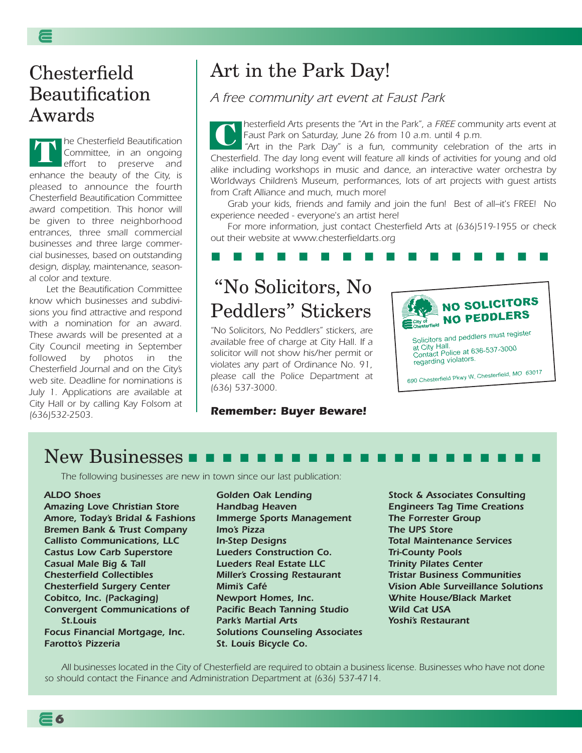## Chesterfield Beautification Awards

The Chesterfield Beautification Committee, in an ongoing effort to preserve and enhance the beauty of the City, is pleased to announce the fourth Chesterfield Beautification Committee award competition. This honor will be given to three neighborhood entrances, three small commercial businesses and three large commercial businesses, based on outstanding design, display, maintenance, seasonal color and texture.

Let the Beautification Committee know which businesses and subdivisions you find attractive and respond with a nomination for an award. These awards will be presented at a City Council meeting in September followed by photos in the Chesterfield Journal and on the City's web site. Deadline for nominations is July 1. Applications are available at City Hall or by calling Kay Folsom at (636)532-2503.

## Art in the Park Day!

*A free community art event at Faust Park*

*Chesterfield Arts presents the "Art in the Park", a FREE community arts event at Faust Park on Saturday, June 26 from 10 a.m. until 4 p.m.*

*"Art in the Park Day" is a fun, community celebration of the arts in Chesterfield. The day long event will feature all kinds of activities for young and old alike including workshops in music and dance, an interactive water orchestra by Worldways Children's Museum, performances, lots of art projects with guest artists from Craft Alliance and much, much more!*

*Grab your kids, friends and family and join the fun! Best of all–it's FREE! No experience needed - everyone's an artist here!*

*For more information, just contact Chesterfield Arts at (636)519-1955 or check out their website at www.chesterfieldarts.org*

## "No Solicitors, No Peddlers" Stickers

*"No Solicitors, No Peddlers" stickers, are available free of charge at City Hall. If a solicitor will not show his/her permit or violates any part of Ordinance No. 91, please call the Police Department at (636) 537-3000.*

**NO SOLICITORS NO PEDDLERS**

City of Chesterfield

Solicitors and peddlers must register at City Hall. Contact Police at 636-537-3000 regarding violators.

690 Chesterfield Pkwy W, Chesterfield, MO 63017

***Remember: Buyer Beware!***

## New Businesses

*The following businesses are new in town since our last publication:*

***ALDO Shoes***
***Amazing Love Christian Store***
***Amore, Today's Bridal & Fashions***
***Bremen Bank & Trust Company***
***Callisto Communications, LLC***
***Castus Low Carb Superstore***
***Casual Male Big & Tall***
***Chesterfield Collectibles***
***Chesterfield Surgery Center***
***Cobitco, Inc. (Packaging)***
***Convergent Communications of St.Louis***
***Focus Financial Mortgage, Inc.***
***Farotto's Pizzeria***
***Golden Oak Lending***
***Handbag Heaven***
***Immerge Sports Management***
***Imo's Pizza***
***In-Step Designs***
***Lueders Construction Co.***
***Lueders Real Estate LLC***
***Miller's Crossing Restaurant***
***Mimi's Café***
***Newport Homes, Inc.***
***Pacific Beach Tanning Studio***
***Park's Martial Arts***
***Solutions Counseling Associates***
***St. Louis Bicycle Co.***
***Stock & Associates Consulting Engineers Tag Time Creations***
***The Forrester Group***
***The UPS Store***
***Total Maintenance Services***
***Tri-County Pools***
***Trinity Pilates Center***
***Tristar Business Communities***
***Vision Able Surveillance Solutions***
***White House/Black Market***
***Wild Cat USA***
***Yoshi's Restaurant***

*All businesses located in the City of Chesterfield are required to obtain a business license. Businesses who have not done so should contact the Finance and Administration Department at (636) 537-4714.*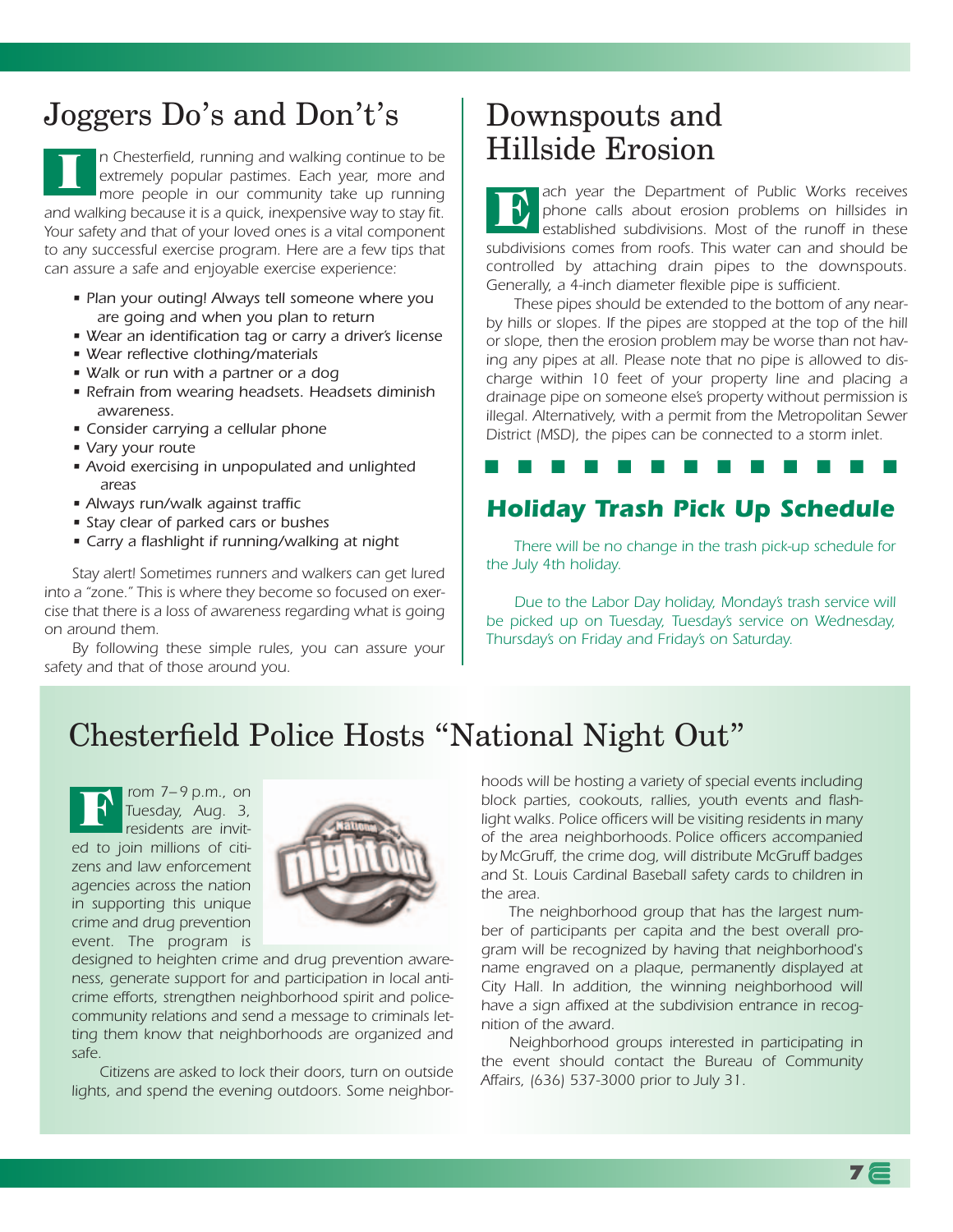## Joggers Do's and Don't's

In Chesterfield, running and walking continue to be extremely popular pastimes. Each year, more and more people in our community take up running and walking because it is a quick, inexpensive way to stay fit. Your safety and that of your loved ones is a vital component to any successful exercise program. Here are a few tips that can assure a safe and enjoyable exercise experience:

- Plan your outing! Always tell someone where you are going and when you plan to return
- Wear an identification tag or carry a driver's license
- Wear reflective clothing/materials
- Walk or run with a partner or a dog
- Refrain from wearing headsets. Headsets diminish awareness.
- Consider carrying a cellular phone
- Vary your route
- Avoid exercising in unpopulated and unlighted areas
- Always run/walk against traffic
- Stay clear of parked cars or bushes
- Carry a flashlight if running/walking at night

Stay alert! Sometimes runners and walkers can get lured into a "zone." This is where they become so focused on exercise that there is a loss of awareness regarding what is going on around them.

By following these simple rules, you can assure your safety and that of those around you.

## Downspouts and Hillside Erosion

Each year the Department of Public Works receives phone calls about erosion problems on hillsides in established subdivisions. Most of the runoff in these subdivisions comes from roofs. This water can and should be controlled by attaching drain pipes to the downspouts. Generally, a 4-inch diameter flexible pipe is sufficient.

These pipes should be extended to the bottom of any nearby hills or slopes. If the pipes are stopped at the top of the hill or slope, then the erosion problem may be worse than not having any pipes at all. Please note that no pipe is allowed to discharge within 10 feet of your property line and placing a drainage pipe on someone else's property without permission is illegal. Alternatively, with a permit from the Metropolitan Sewer District (MSD), the pipes can be connected to a storm inlet.

## Holiday Trash Pick Up Schedule

There will be no change in the trash pick-up schedule for the July 4th holiday.

Due to the Labor Day holiday, Monday's trash service will be picked up on Tuesday, Tuesday's service on Wednesday, Thursday's on Friday and Friday's on Saturday.

## Chesterfield Police Hosts "National Night Out"

From 7–9 p.m., on Tuesday, Aug. 3, residents are invited to join millions of citizens and law enforcement agencies across the nation in supporting this unique crime and drug prevention event. The program is designed to heighten crime and drug prevention awareness, generate support for and participation in local anticrime efforts, strengthen neighborhood spirit and police-community relations and send a message to criminals letting them know that neighborhoods are organized and safe.

Citizens are asked to lock their doors, turn on outside lights, and spend the evening outdoors. Some neighborhoods will be hosting a variety of special events including block parties, cookouts, rallies, youth events and flashlight walks. Police officers will be visiting residents in many of the area neighborhoods. Police officers accompanied by McGruff, the crime dog, will distribute McGruff badges and St. Louis Cardinal Baseball safety cards to children in the area.

The neighborhood group that has the largest number of participants per capita and the best overall program will be recognized by having that neighborhood's name engraved on a plaque, permanently displayed at City Hall. In addition, the winning neighborhood will have a sign affixed at the subdivision entrance in recognition of the award.

Neighborhood groups interested in participating in the event should contact the Bureau of Community Affairs, (636) 537-3000 prior to July 31.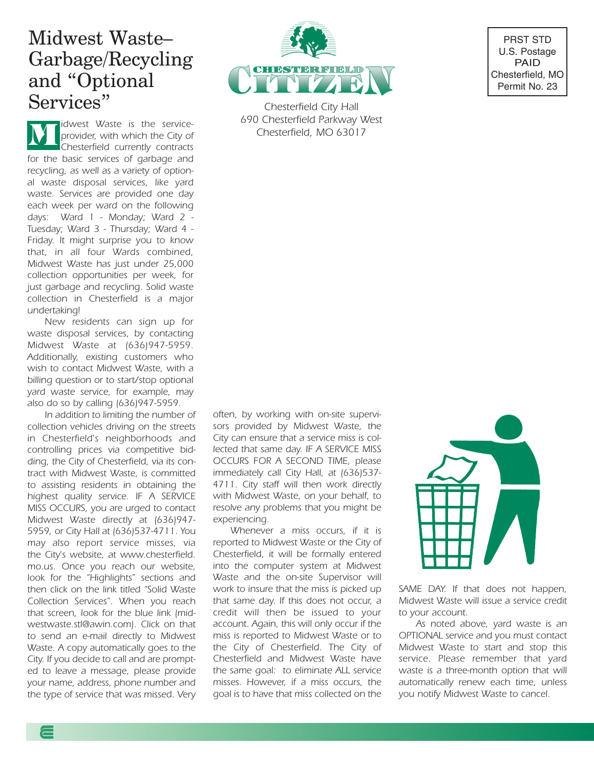# Midwest Waste–Garbage/Recycling and "Optional Services"

Chesterfield City Hall
690 Chesterfield Parkway West
Chesterfield, MO 63017

PRST STD
U.S. Postage
PAID
Chesterfield, MO
Permit No. 23

Midwest Waste is the service-provider, with which the City of Chesterfield currently contracts for the basic services of garbage and recycling, as well as a variety of optional waste disposal services, like yard waste. Services are provided one day each week per ward on the following days: Ward 1 - Monday; Ward 2 - Tuesday; Ward 3 - Thursday; Ward 4 - Friday. It might surprise you to know that, in all four Wards combined, Midwest Waste has just under 25,000 collection opportunities per week, for just garbage and recycling. Solid waste collection in Chesterfield is a major undertaking!

New residents can sign up for waste disposal services, by contacting Midwest Waste at (636)947-5959. Additionally, existing customers who wish to contact Midwest Waste, with a billing question or to start/stop optional yard waste service, for example, may also do so by calling (636)947-5959.

In addition to limiting the number of collection vehicles driving on the streets in Chesterfield's neighborhoods and controlling prices via competitive bidding, the City of Chesterfield, via its contract with Midwest Waste, is committed to assisting residents in obtaining the highest quality service. IF A SERVICE MISS OCCURS, you are urged to contact Midwest Waste directly at (636)947-5959, or City Hall at (636)537-4711. You may also report service misses, via the City's website, at www.chesterfield.mo.us. Once you reach our website, look for the "Highlights" sections and then click on the link titled "Solid Waste Collection Services". When you reach that screen, look for the blue link (midwestwaste.stl@awin.com). Click on that to send an e-mail directly to Midwest Waste. A copy automatically goes to the City. If you decide to call and are prompted to leave a message, please provide your name, address, phone number and the type of service that was missed. Very often, by working with on-site supervisors provided by Midwest Waste, the City can ensure that a service miss is collected that same day. IF A SERVICE MISS OCCURS FOR A SECOND TIME, please immediately call City Hall, at (636)537-4711. City staff will then work directly with Midwest Waste, on your behalf, to resolve any problems that you might be experiencing.

Whenever a miss occurs, if it is reported to Midwest Waste or the City of Chesterfield, it will be formally entered into the computer system at Midwest Waste and the on-site Supervisor will work to insure that the miss is picked up that same day. If this does not occur, a credit will then be issued to your account. Again, this will only occur if the miss is reported to Midwest Waste or to the City of Chesterfield. The City of Chesterfield and Midwest Waste have the same goal: to eliminate ALL service misses. However, if a miss occurs, the goal is to have that miss collected on the SAME DAY. If that does not happen, Midwest Waste will issue a service credit to your account.

As noted above, yard waste is an OPTIONAL service and you must contact Midwest Waste to start and stop this service. Please remember that yard waste is a three-month option that will automatically renew each time, unless you notify Midwest Waste to cancel.